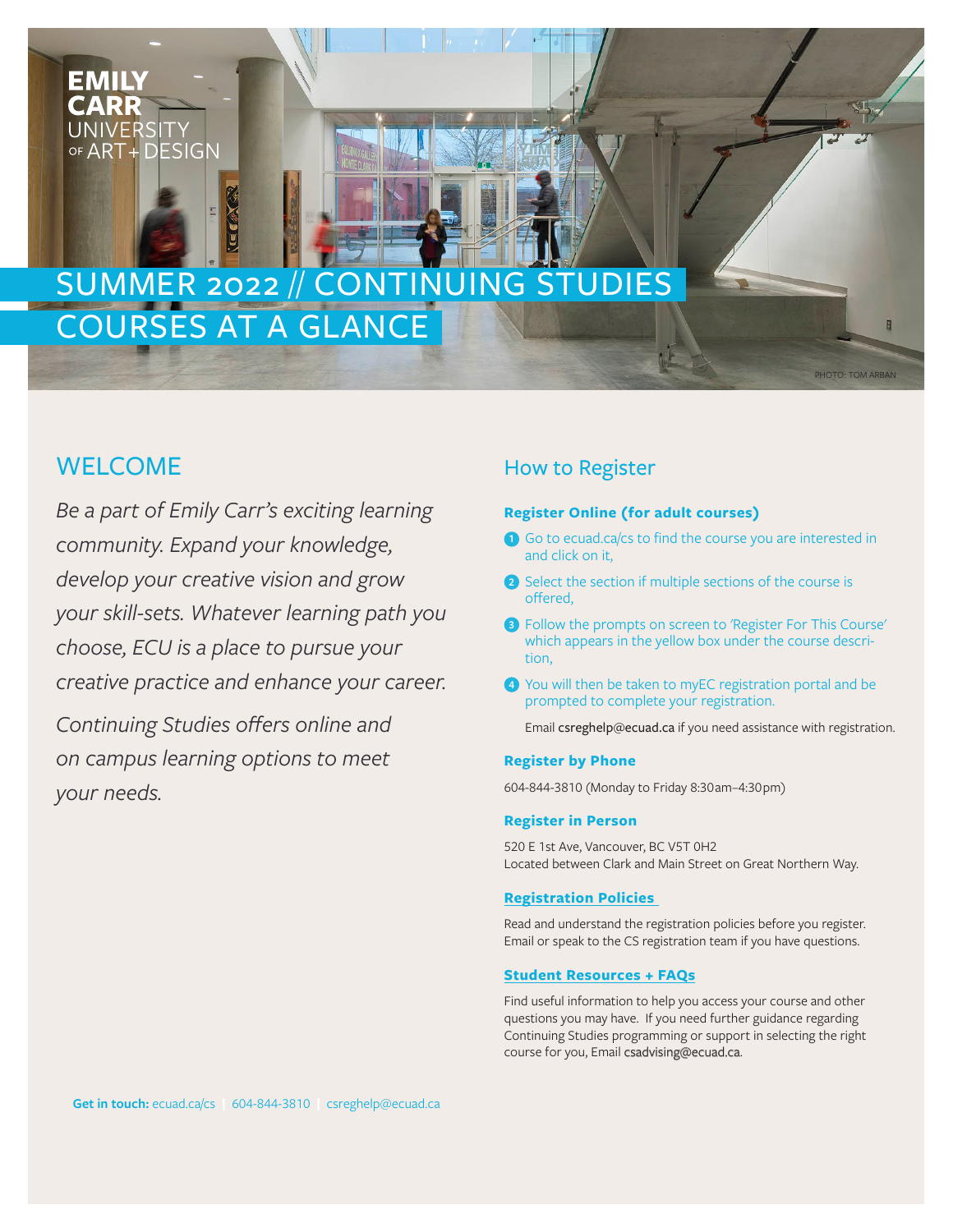EMILY CARR UNIVERSITY OF ART + DESIGN

# SUMMER 2022 // CONTINUING STUDIES COURSES AT A GLANCE

PHOTO: TOM ARBAN

## WELCOME

*Be a part of Emily Carr's exciting learning community. Expand your knowledge, develop your creative vision and grow your skill-sets. Whatever learning path you choose, ECU is a place to pursue your creative practice and enhance your career.*

*Continuing Studies offers online and on campus learning options to meet your needs.*

## How to Register

**Register Online (for adult courses)**

1. Go to ecuad.ca/cs to find the course you are interested in and click on it,
2. Select the section if multiple sections of the course is offered,
3. Follow the prompts on screen to 'Register For This Course' which appears in the yellow box under the course description,
4. You will then be taken to myEC registration portal and be prompted to complete your registration.

Email csreghelp@ecuad.ca if you need assistance with registration.

**Register by Phone**

604-844-3810 (Monday to Friday 8:30am–4:30pm)

**Register in Person**

520 E 1st Ave, Vancouver, BC V5T 0H2
Located between Clark and Main Street on Great Northern Way.

**Registration Policies**

Read and understand the registration policies before you register. Email or speak to the CS registration team if you have questions.

**Student Resources + FAQs**

Find useful information to help you access your course and other questions you may have. If you need further guidance regarding Continuing Studies programming or support in selecting the right course for you, Email csadvising@ecuad.ca.

**Get in touch:** ecuad.ca/cs | 604-844-3810 | csreghelp@ecuad.ca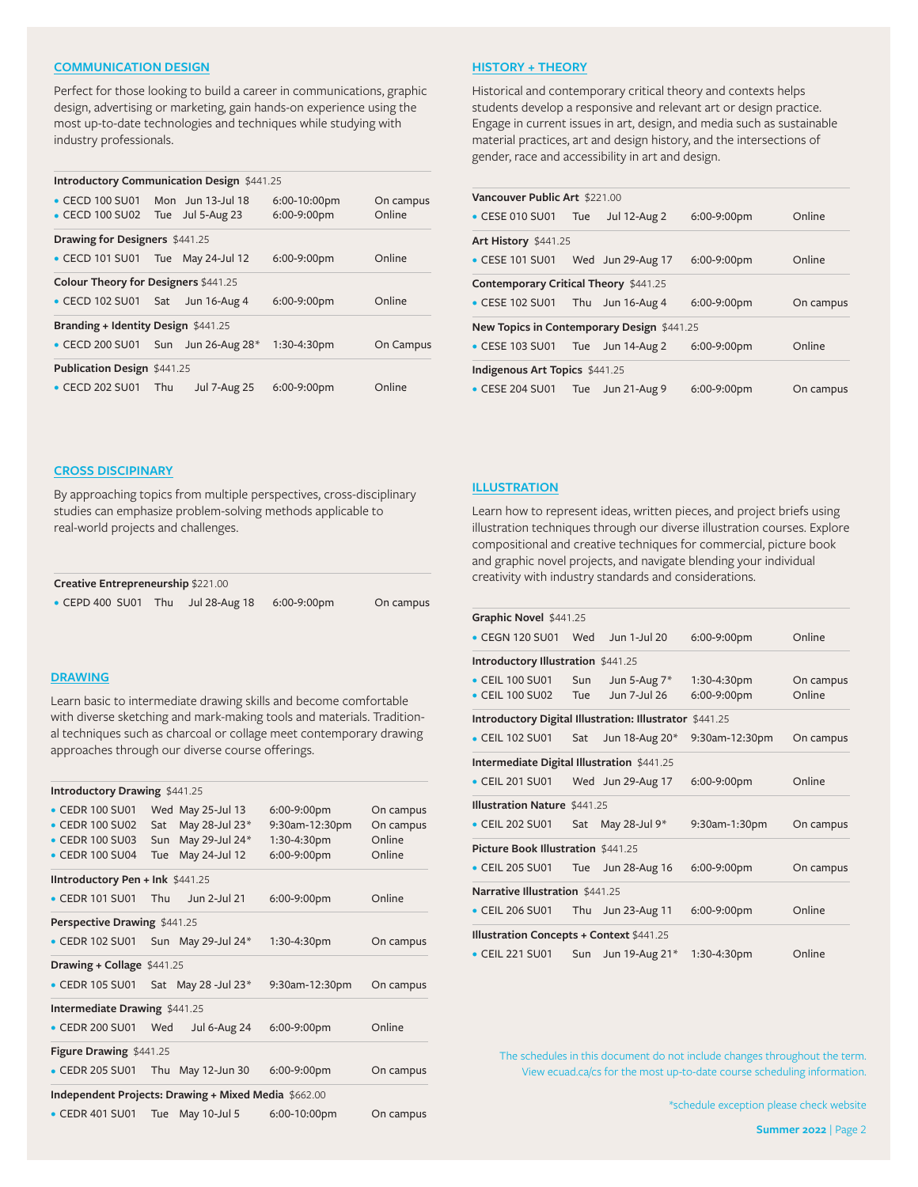## COMMUNICATION DESIGN

Perfect for those looking to build a career in communications, graphic design, advertising or marketing, gain hands-on experience using the most up-to-date technologies and techniques while studying with industry professionals.

**Introductory Communication Design** $441.25

- CECD 100 SU01 Mon Jun 13-Jul 18 6:00-10:00pm On campus
- CECD 100 SU02 Tue Jul 5-Aug 23 6:00-9:00pm Online

**Drawing for Designers** $441.25

- CECD 101 SU01 Tue May 24-Jul 12 6:00-9:00pm Online

**Colour Theory for Designers** $441.25

- CECD 102 SU01 Sat Jun 16-Aug 4 6:00-9:00pm Online

**Branding + Identity Design** $441.25

- CECD 200 SU01 Sun Jun 26-Aug 28* 1:30-4:30pm On Campus

**Publication Design** $441.25

- CECD 202 SU01 Thu Jul 7-Aug 25 6:00-9:00pm Online

## CROSS DISCIPINARY

By approaching topics from multiple perspectives, cross-disciplinary studies can emphasize problem-solving methods applicable to real-world projects and challenges.

**Creative Entrepreneurship** $221.00

- CEPD 400 SU01 Thu Jul 28-Aug 18 6:00-9:00pm On campus

## DRAWING

Learn basic to intermediate drawing skills and become comfortable with diverse sketching and mark-making tools and materials. Traditional techniques such as charcoal or collage meet contemporary drawing approaches through our diverse course offerings.

**Introductory Drawing** $441.25

- CEDR 100 SU01 Wed May 25-Jul 13 6:00-9:00pm On campus
- CEDR 100 SU02 Sat May 28-Jul 23* 9:30am-12:30pm On campus
- CEDR 100 SU03 Sun May 29-Jul 24* 1:30-4:30pm Online
- CEDR 100 SU04 Tue May 24-Jul 12 6:00-9:00pm Online

**IIntroductory Pen + Ink** $441.25

- CEDR 101 SU01 Thu Jun 2-Jul 21 6:00-9:00pm Online

**Perspective Drawing** $441.25

- CEDR 102 SU01 Sun May 29-Jul 24* 1:30-4:30pm On campus

**Drawing + Collage** $441.25

- CEDR 105 SU01 Sat May 28 -Jul 23* 9:30am-12:30pm On campus

**Intermediate Drawing** $441.25

- CEDR 200 SU01 Wed Jul 6-Aug 24 6:00-9:00pm Online

**Figure Drawing** $441.25

- CEDR 205 SU01 Thu May 12-Jun 30 6:00-9:00pm On campus

**Independent Projects: Drawing + Mixed Media** $662.00

- CEDR 401 SU01 Tue May 10-Jul 5 6:00-10:00pm On campus

## HISTORY + THEORY

Historical and contemporary critical theory and contexts helps students develop a responsive and relevant art or design practice. Engage in current issues in art, design, and media such as sustainable material practices, art and design history, and the intersections of gender, race and accessibility in art and design.

**Vancouver Public Art** $221.00

- CESE 010 SU01 Tue Jul 12-Aug 2 6:00-9:00pm Online

**Art History** $441.25

- CESE 101 SU01 Wed Jun 29-Aug 17 6:00-9:00pm Online

**Contemporary Critical Theory** $441.25

- CESE 102 SU01 Thu Jun 16-Aug 4 6:00-9:00pm On campus

**New Topics in Contemporary Design** $441.25

- CESE 103 SU01 Tue Jun 14-Aug 2 6:00-9:00pm Online

**Indigenous Art Topics** $441.25

- CESE 204 SU01 Tue Jun 21-Aug 9 6:00-9:00pm On campus

## ILLUSTRATION

Learn how to represent ideas, written pieces, and project briefs using illustration techniques through our diverse illustration courses. Explore compositional and creative techniques for commercial, picture book and graphic novel projects, and navigate blending your individual creativity with industry standards and considerations.

**Graphic Novel** $441.25

- CEGN 120 SU01 Wed Jun 1-Jul 20 6:00-9:00pm Online

**Introductory Illustration** $441.25

- CEIL 100 SU01 Sun Jun 5-Aug 7* 1:30-4:30pm On campus
- CEIL 100 SU02 Tue Jun 7-Jul 26 6:00-9:00pm Online

**Introductory Digital Illustration: Illustrator** $441.25

- CEIL 102 SU01 Sat Jun 18-Aug 20* 9:30am-12:30pm On campus

**Intermediate Digital Illustration** $441.25

- CEIL 201 SU01 Wed Jun 29-Aug 17 6:00-9:00pm Online

**Illustration Nature** $441.25

- CEIL 202 SU01 Sat May 28-Jul 9* 9:30am-1:30pm On campus

**Picture Book Illustration** $441.25

- CEIL 205 SU01 Tue Jun 28-Aug 16 6:00-9:00pm On campus

**Narrative Illustration** $441.25

- CEIL 206 SU01 Thu Jun 23-Aug 11 6:00-9:00pm Online

**Illustration Concepts + Context** $441.25

- CEIL 221 SU01 Sun Jun 19-Aug 21* 1:30-4:30pm Online

The schedules in this document do not include changes throughout the term. View ecuad.ca/cs for the most up-to-date course scheduling information.

*schedule exception please check website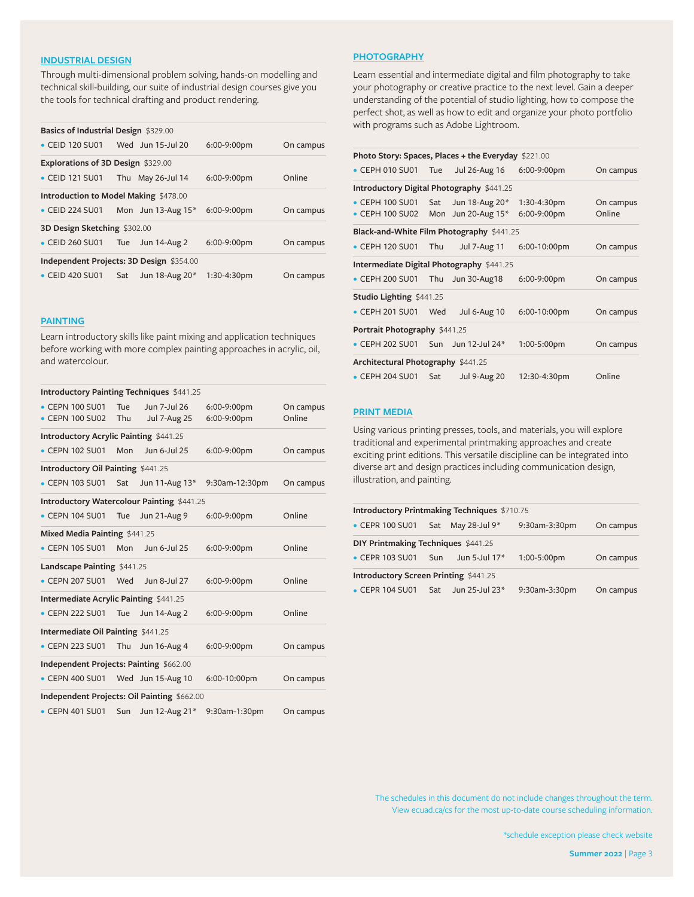## INDUSTRIAL DESIGN

Through multi-dimensional problem solving, hands-on modelling and technical skill-building, our suite of industrial design courses give you the tools for technical drafting and product rendering.

**Basics of Industrial Design** $329.00

- CEID 120 SU01 Wed Jun 15-Jul 20 6:00-9:00pm On campus

**Explorations of 3D Design** $329.00

- CEID 121 SU01 Thu May 26-Jul 14 6:00-9:00pm Online

**Introduction to Model Making** $478.00

- CEID 224 SU01 Mon Jun 13-Aug 15* 6:00-9:00pm On campus

**3D Design Sketching** $302.00

- CEID 260 SU01 Tue Jun 14-Aug 2 6:00-9:00pm On campus

**Independent Projects: 3D Design** $354.00

- CEID 420 SU01 Sat Jun 18-Aug 20* 1:30-4:30pm On campus

## PAINTING

Learn introductory skills like paint mixing and application techniques before working with more complex painting approaches in acrylic, oil, and watercolour.

**Introductory Painting Techniques** $441.25

- CEPN 100 SU01 Tue Jun 7-Jul 26 6:00-9:00pm On campus
- CEPN 100 SU02 Thu Jul 7-Aug 25 6:00-9:00pm Online

**Introductory Acrylic Painting** $441.25

- CEPN 102 SU01 Mon Jun 6-Jul 25 6:00-9:00pm On campus

**Introductory Oil Painting** $441.25

- CEPN 103 SU01 Sat Jun 11-Aug 13* 9:30am-12:30pm On campus

**Introductory Watercolour Painting** $441.25

- CEPN 104 SU01 Tue Jun 21-Aug 9 6:00-9:00pm Online

**Mixed Media Painting** $441.25

- CEPN 105 SU01 Mon Jun 6-Jul 25 6:00-9:00pm Online

**Landscape Painting** $441.25

- CEPN 207 SU01 Wed Jun 8-Jul 27 6:00-9:00pm Online

**Intermediate Acrylic Painting** $441.25

- CEPN 222 SU01 Tue Jun 14-Aug 2 6:00-9:00pm Online

**Intermediate Oil Painting** $441.25

- CEPN 223 SU01 Thu Jun 16-Aug 4 6:00-9:00pm On campus

**Independent Projects: Painting** $662.00

- CEPN 400 SU01 Wed Jun 15-Aug 10 6:00-10:00pm On campus

**Independent Projects: Oil Painting** $662.00

- CEPN 401 SU01 Sun Jun 12-Aug 21* 9:30am-1:30pm On campus

## PHOTOGRAPHY

Learn essential and intermediate digital and film photography to take your photography or creative practice to the next level. Gain a deeper understanding of the potential of studio lighting, how to compose the perfect shot, as well as how to edit and organize your photo portfolio with programs such as Adobe Lightroom.

**Photo Story: Spaces, Places + the Everyday** $221.00

- CEPH 010 SU01 Tue Jul 26-Aug 16 6:00-9:00pm On campus

**Introductory Digital Photography** $441.25

- CEPH 100 SU01 Sat Jun 18-Aug 20* 1:30-4:30pm On campus
- CEPH 100 SU02 Mon Jun 20-Aug 15* 6:00-9:00pm Online

**Black-and-White Film Photography** $441.25

- CEPH 120 SU01 Thu Jul 7-Aug 11 6:00-10:00pm On campus

**Intermediate Digital Photography** $441.25

- CEPH 200 SU01 Thu Jun 30-Aug18 6:00-9:00pm On campus

**Studio Lighting** $441.25

- CEPH 201 SU01 Wed Jul 6-Aug 10 6:00-10:00pm On campus

**Portrait Photography** $441.25

- CEPH 202 SU01 Sun Jun 12-Jul 24* 1:00-5:00pm On campus

**Architectural Photography** $441.25

- CEPH 204 SU01 Sat Jul 9-Aug 20 12:30-4:30pm Online

## PRINT MEDIA

Using various printing presses, tools, and materials, you will explore traditional and experimental printmaking approaches and create exciting print editions. This versatile discipline can be integrated into diverse art and design practices including communication design, illustration, and painting.

**Introductory Printmaking Techniques** $710.75

- CEPR 100 SU01 Sat May 28-Jul 9* 9:30am-3:30pm On campus

**DIY Printmaking Techniques** $441.25

- CEPR 103 SU01 Sun Jun 5-Jul 17* 1:00-5:00pm On campus

**Introductory Screen Printing** $441.25

- CEPR 104 SU01 Sat Jun 25-Jul 23* 9:30am-3:30pm On campus

The schedules in this document do not include changes throughout the term. View ecuad.ca/cs for the most up-to-date course scheduling information.

*schedule exception please check website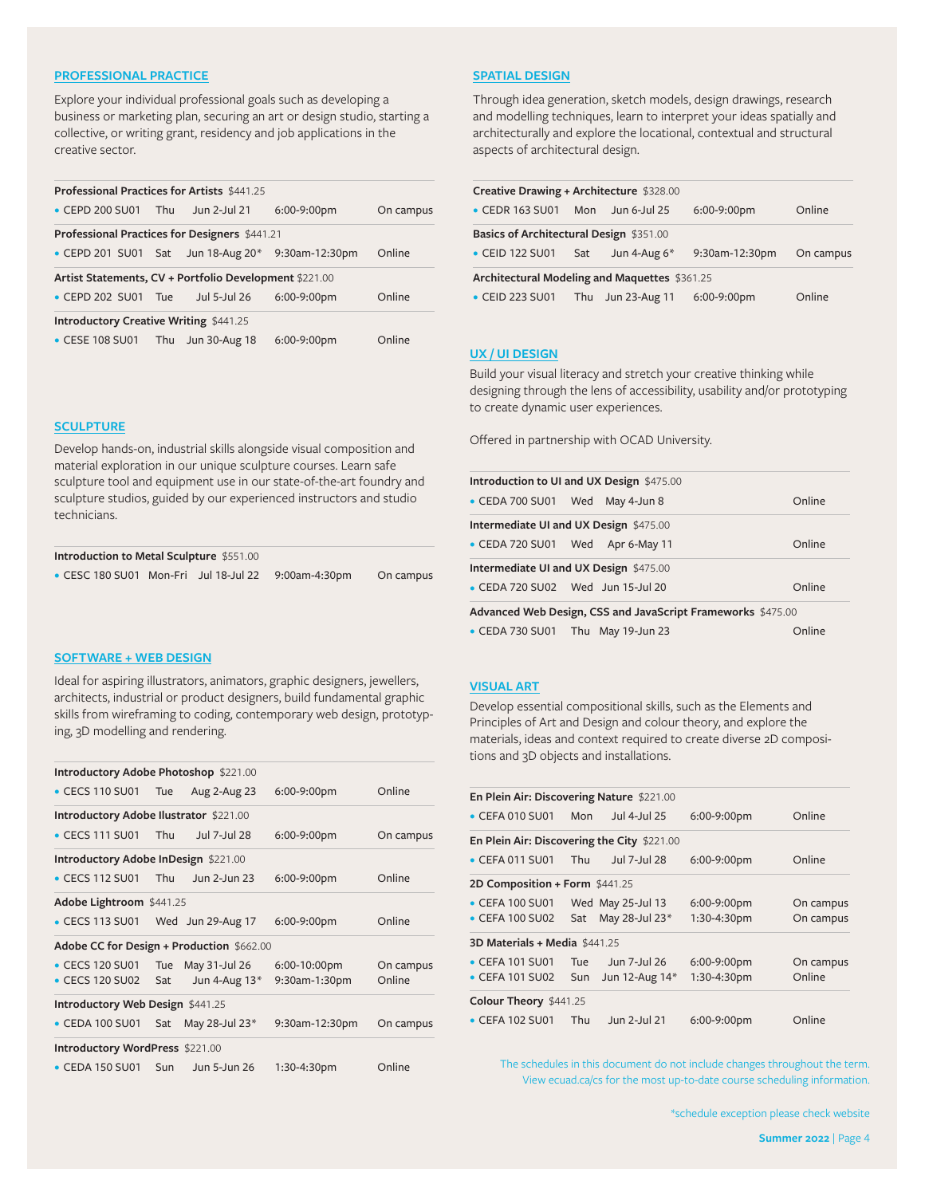## PROFESSIONAL PRACTICE

Explore your individual professional goals such as developing a business or marketing plan, securing an art or design studio, starting a collective, or writing grant, residency and job applications in the creative sector.

**Professional Practices for Artists** $441.25

- CEPD 200 SU01 Thu Jun 2-Jul 21 6:00-9:00pm On campus

**Professional Practices for Designers** $441.21

- CEPD 201 SU01 Sat Jun 18-Aug 20* 9:30am-12:30pm Online

**Artist Statements, CV + Portfolio Development** $221.00

- CEPD 202 SU01 Tue Jul 5-Jul 26 6:00-9:00pm Online

**Introductory Creative Writing** $441.25

- CESE 108 SU01 Thu Jun 30-Aug 18 6:00-9:00pm Online

## SCULPTURE

Develop hands-on, industrial skills alongside visual composition and material exploration in our unique sculpture courses. Learn safe sculpture tool and equipment use in our state-of-the-art foundry and sculpture studios, guided by our experienced instructors and studio technicians.

**Introduction to Metal Sculpture** $551.00

- CESC 180 SU01 Mon-Fri Jul 18-Jul 22 9:00am-4:30pm On campus

## SOFTWARE + WEB DESIGN

Ideal for aspiring illustrators, animators, graphic designers, jewellers, architects, industrial or product designers, build fundamental graphic skills from wireframing to coding, contemporary web design, prototyping, 3D modelling and rendering.

**Introductory Adobe Photoshop** $221.00

- CECS 110 SU01 Tue Aug 2-Aug 23 6:00-9:00pm Online

**Introductory Adobe Ilustrator** $221.00

- CECS 111 SU01 Thu Jul 7-Jul 28 6:00-9:00pm On campus

**Introductory Adobe InDesign** $221.00

- CECS 112 SU01 Thu Jun 2-Jun 23 6:00-9:00pm Online

**Adobe Lightroom** $441.25

- CECS 113 SU01 Wed Jun 29-Aug 17 6:00-9:00pm Online

**Adobe CC for Design + Production** $662.00

- CECS 120 SU01 Tue May 31-Jul 26 6:00-10:00pm On campus
- CECS 120 SU02 Sat Jun 4-Aug 13* 9:30am-1:30pm Online

**Introductory Web Design** $441.25

- CEDA 100 SU01 Sat May 28-Jul 23* 9:30am-12:30pm On campus

**Introductory WordPress** $221.00

- CEDA 150 SU01 Sun Jun 5-Jun 26 1:30-4:30pm Online

## SPATIAL DESIGN

Through idea generation, sketch models, design drawings, research and modelling techniques, learn to interpret your ideas spatially and architecturally and explore the locational, contextual and structural aspects of architectural design.

**Creative Drawing + Architecture** $328.00

- CEDR 163 SU01 Mon Jun 6-Jul 25 6:00-9:00pm Online

**Basics of Architectural Design** $351.00

- CEID 122 SU01 Sat Jun 4-Aug 6* 9:30am-12:30pm On campus

**Architectural Modeling and Maquettes** $361.25

- CEID 223 SU01 Thu Jun 23-Aug 11 6:00-9:00pm Online

## UX / UI DESIGN

Build your visual literacy and stretch your creative thinking while designing through the lens of accessibility, usability and/or prototyping to create dynamic user experiences.

Offered in partnership with OCAD University.

**Introduction to UI and UX Design** $475.00

- CEDA 700 SU01 Wed May 4-Jun 8 Online

**Intermediate UI and UX Design** $475.00

- CEDA 720 SU01 Wed Apr 6-May 11 Online

**Intermediate UI and UX Design** $475.00

- CEDA 720 SU02 Wed Jun 15-Jul 20 Online

**Advanced Web Design, CSS and JavaScript Frameworks** $475.00

- CEDA 730 SU01 Thu May 19-Jun 23 Online

## VISUAL ART

Develop essential compositional skills, such as the Elements and Principles of Art and Design and colour theory, and explore the materials, ideas and context required to create diverse 2D compositions and 3D objects and installations.

**En Plein Air: Discovering Nature** $221.00

- CEFA 010 SU01 Mon Jul 4-Jul 25 6:00-9:00pm Online

**En Plein Air: Discovering the City** $221.00

- CEFA 011 SU01 Thu Jul 7-Jul 28 6:00-9:00pm Online

**2D Composition + Form** $441.25

- CEFA 100 SU01 Wed May 25-Jul 13 6:00-9:00pm On campus
- CEFA 100 SU02 Sat May 28-Jul 23* 1:30-4:30pm On campus

**3D Materials + Media** $441.25

- CEFA 101 SU01 Tue Jun 7-Jul 26 6:00-9:00pm On campus
- CEFA 101 SU02 Sun Jun 12-Aug 14* 1:30-4:30pm Online

**Colour Theory** $441.25

- CEFA 102 SU01 Thu Jun 2-Jul 21 6:00-9:00pm Online

The schedules in this document do not include changes throughout the term. View ecuad.ca/cs for the most up-to-date course scheduling information.

*schedule exception please check website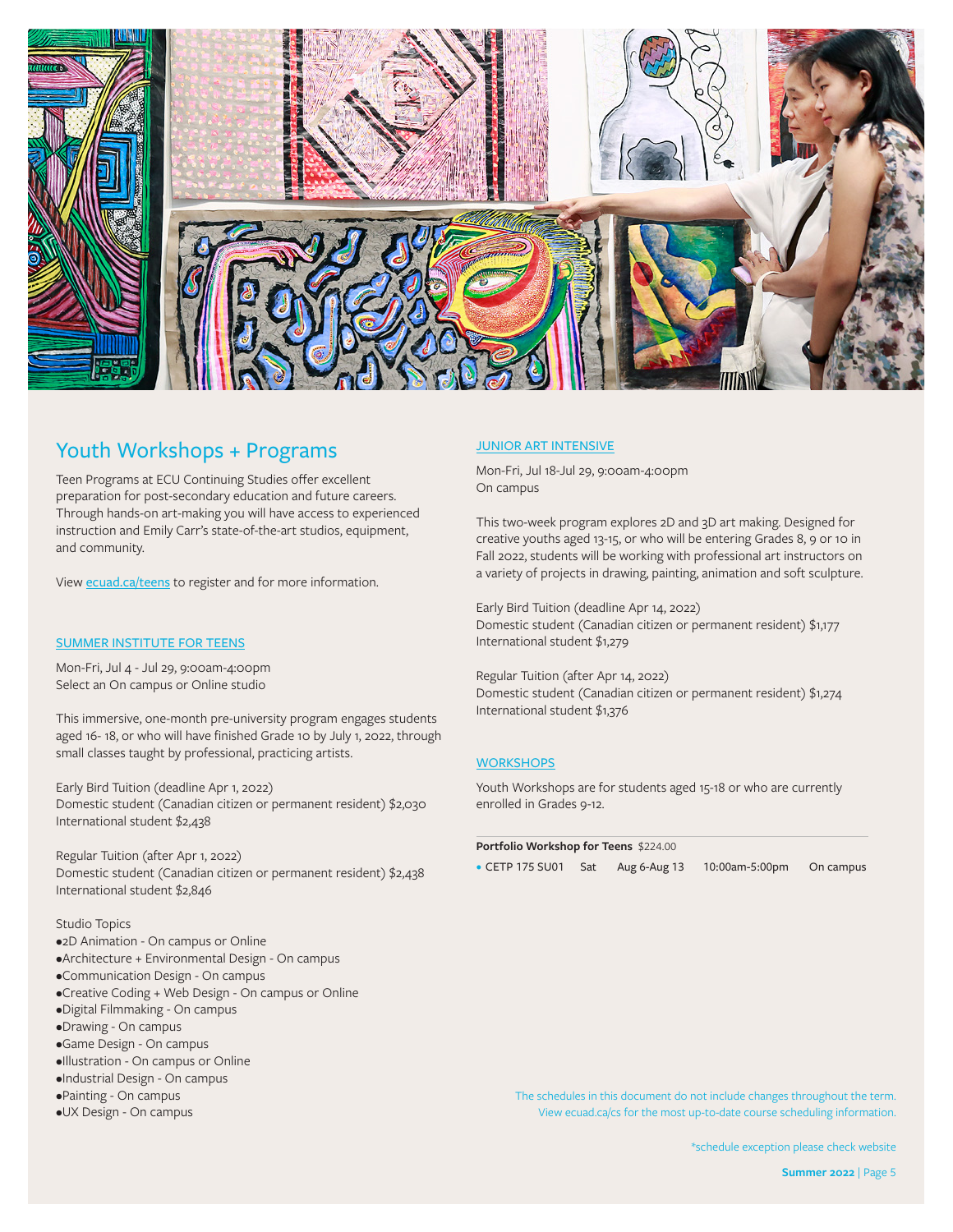## Youth Workshops + Programs

Teen Programs at ECU Continuing Studies offer excellent preparation for post-secondary education and future careers. Through hands-on art-making you will have access to experienced instruction and Emily Carr's state-of-the-art studios, equipment, and community.

View ecuad.ca/teens to register and for more information.

### SUMMER INSTITUTE FOR TEENS

Mon-Fri, Jul 4 - Jul 29, 9:00am-4:00pm
Select an On campus or Online studio

This immersive, one-month pre-university program engages students aged 16- 18, or who will have finished Grade 10 by July 1, 2022, through small classes taught by professional, practicing artists.

Early Bird Tuition (deadline Apr 1, 2022)
Domestic student (Canadian citizen or permanent resident) $2,030
International student $2,438

Regular Tuition (after Apr 1, 2022)
Domestic student (Canadian citizen or permanent resident) $2,438
International student $2,846

Studio Topics

- 2D Animation - On campus or Online
- Architecture + Environmental Design - On campus
- Communication Design - On campus
- Creative Coding + Web Design - On campus or Online
- Digital Filmmaking - On campus
- Drawing - On campus
- Game Design - On campus
- Illustration - On campus or Online
- Industrial Design - On campus
- Painting - On campus
- UX Design - On campus

### JUNIOR ART INTENSIVE

Mon-Fri, Jul 18-Jul 29, 9:00am-4:00pm
On campus

This two-week program explores 2D and 3D art making. Designed for creative youths aged 13-15, or who will be entering Grades 8, 9 or 10 in Fall 2022, students will be working with professional art instructors on a variety of projects in drawing, painting, animation and soft sculpture.

Early Bird Tuition (deadline Apr 14, 2022)
Domestic student (Canadian citizen or permanent resident) $1,177
International student $1,279

Regular Tuition (after Apr 14, 2022)
Domestic student (Canadian citizen or permanent resident) $1,274
International student $1,376

### WORKSHOPS

Youth Workshops are for students aged 15-18 or who are currently enrolled in Grades 9-12.

**Portfolio Workshop for Teens** $224.00

| | | | | |
|---|---|---|---|---|
| CETP 175 SU01 | Sat | Aug 6-Aug 13 | 10:00am-5:00pm | On campus |

The schedules in this document do not include changes throughout the term.
View ecuad.ca/cs for the most up-to-date course scheduling information.

*schedule exception please check website